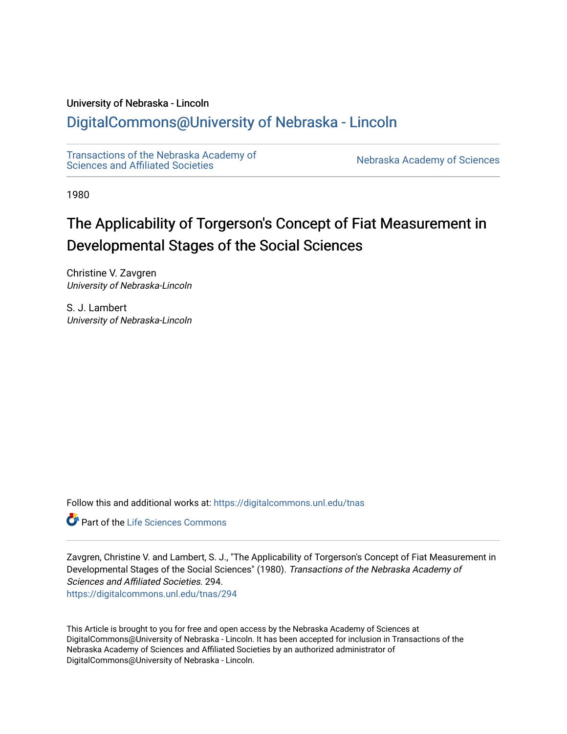University of Nebraska - Lincoln

## DigitalCommons@University of Nebraska - Lincoln

Transactions of the Nebraska Academy of Sciences and Affiliated Societies

Nebraska Academy of Sciences

1980

# The Applicability of Torgerson's Concept of Fiat Measurement in Developmental Stages of the Social Sciences

Christine V. Zavgren
*University of Nebraska-Lincoln*

S. J. Lambert
*University of Nebraska-Lincoln*

Follow this and additional works at: https://digitalcommons.unl.edu/tnas

Part of the Life Sciences Commons

Zavgren, Christine V. and Lambert, S. J., "The Applicability of Torgerson's Concept of Fiat Measurement in Developmental Stages of the Social Sciences" (1980). *Transactions of the Nebraska Academy of Sciences and Affiliated Societies*. 294.
https://digitalcommons.unl.edu/tnas/294

This Article is brought to you for free and open access by the Nebraska Academy of Sciences at DigitalCommons@University of Nebraska - Lincoln. It has been accepted for inclusion in Transactions of the Nebraska Academy of Sciences and Affiliated Societies by an authorized administrator of DigitalCommons@University of Nebraska - Lincoln.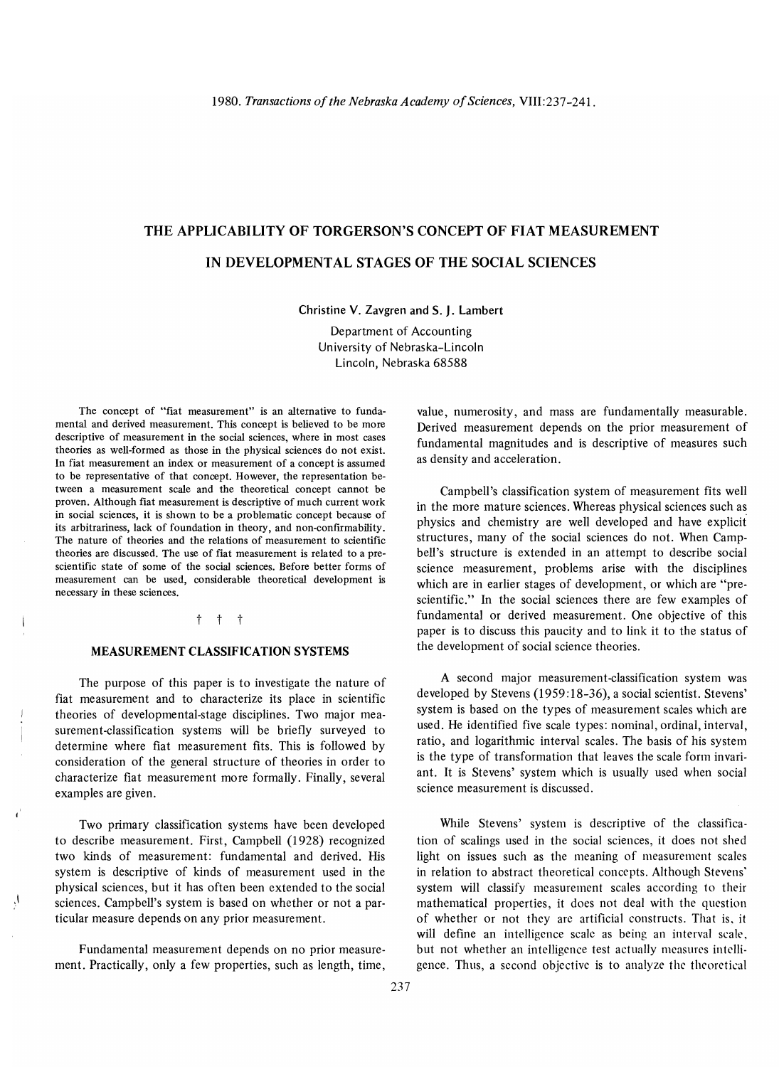# THE APPLICABILITY OF TORGERSON'S CONCEPT OF FIAT MEASUREMENT IN DEVELOPMENTAL STAGES OF THE SOCIAL SCIENCES

Christine V. Zavgren and S. J. Lambert

Department of Accounting
University of Nebraska-Lincoln
Lincoln, Nebraska 68588

The concept of "fiat measurement" is an alternative to fundamental and derived measurement. This concept is believed to be more descriptive of measurement in the social sciences, where in most cases theories as well-formed as those in the physical sciences do not exist. In fiat measurement an index or measurement of a concept is assumed to be representative of that concept. However, the representation between a measurement scale and the theoretical concept cannot be proven. Although fiat measurement is descriptive of much current work in social sciences, it is shown to be a problematic concept because of its arbitrariness, lack of foundation in theory, and non-confirmability. The nature of theories and the relations of measurement to scientific theories are discussed. The use of fiat measurement is related to a prescientific state of some of the social sciences. Before better forms of measurement can be used, considerable theoretical development is necessary in these sciences.

† † †

## MEASUREMENT CLASSIFICATION SYSTEMS

The purpose of this paper is to investigate the nature of fiat measurement and to characterize its place in scientific theories of developmental-stage disciplines. Two major measurement-classification systems will be briefly surveyed to determine where fiat measurement fits. This is followed by consideration of the general structure of theories in order to characterize fiat measurement more formally. Finally, several examples are given.

Two primary classification systems have been developed to describe measurement. First, Campbell (1928) recognized two kinds of measurement: fundamental and derived. His system is descriptive of kinds of measurement used in the physical sciences, but it has often been extended to the social sciences. Campbell's system is based on whether or not a particular measure depends on any prior measurement.

Fundamental measurement depends on no prior measurement. Practically, only a few properties, such as length, time, value, numerosity, and mass are fundamentally measurable. Derived measurement depends on the prior measurement of fundamental magnitudes and is descriptive of measures such as density and acceleration.

Campbell's classification system of measurement fits well in the more mature sciences. Whereas physical sciences such as physics and chemistry are well developed and have explicit structures, many of the social sciences do not. When Campbell's structure is extended in an attempt to describe social science measurement, problems arise with the disciplines which are in earlier stages of development, or which are "prescientific." In the social sciences there are few examples of fundamental or derived measurement. One objective of this paper is to discuss this paucity and to link it to the status of the development of social science theories.

A second major measurement-classification system was developed by Stevens (1959:18-36), a social scientist. Stevens' system is based on the types of measurement scales which are used. He identified five scale types: nominal, ordinal, interval, ratio, and logarithmic interval scales. The basis of his system is the type of transformation that leaves the scale form invariant. It is Stevens' system which is usually used when social science measurement is discussed.

While Stevens' system is descriptive of the classification of scalings used in the social sciences, it does not shed light on issues such as the meaning of measurement scales in relation to abstract theoretical concepts. Although Stevens' system will classify measurement scales according to their mathematical properties, it does not deal with the question of whether or not they are artificial constructs. That is, it will define an intelligence scale as being an interval scale, but not whether an intelligence test actually measures intelligence. Thus, a second objective is to analyze the theoretical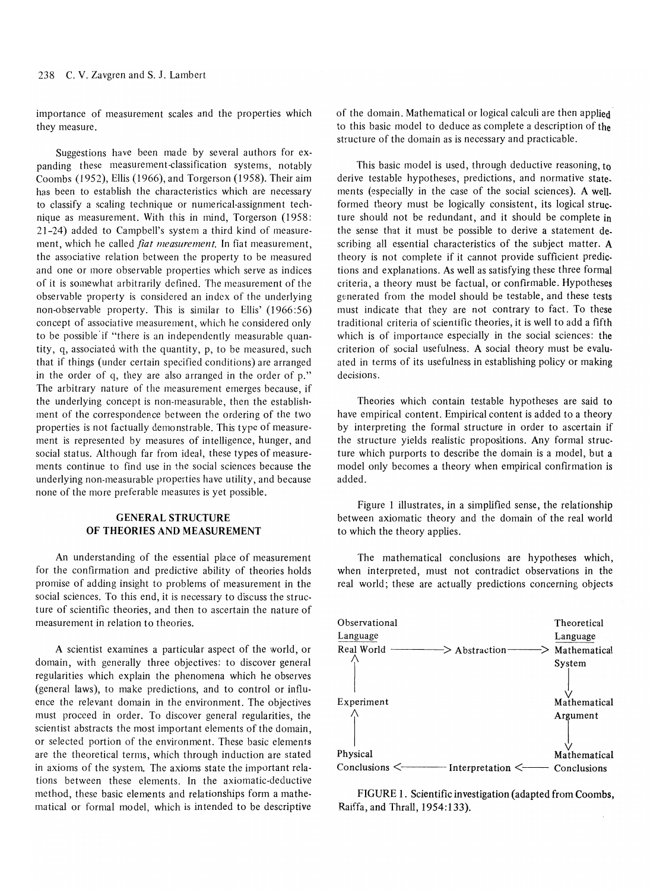importance of measurement scales and the properties which they measure.

Suggestions have been made by several authors for expanding these measurement-classification systems, notably Coombs (1952), Ellis (1966), and Torgerson (1958). Their aim has been to establish the characteristics which are necessary to classify a scaling technique or numerical-assignment technique as measurement. With this in mind, Torgerson (1958: 21-24) added to Campbell's system a third kind of measurement, which he called *fiat measurement*. In fiat measurement, the associative relation between the property to be measured and one or more observable properties which serve as indices of it is somewhat arbitrarily defined. The measurement of the observable property is considered an index of the underlying non-observable property. This is similar to Ellis' (1966:56) concept of associative measurement, which he considered only to be possible if "there is an independently measurable quantity, q, associated with the quantity, p, to be measured, such that if things (under certain specified conditions) are arranged in the order of q, they are also arranged in the order of p." The arbitrary nature of the measurement emerges because, if the underlying concept is non-measurable, then the establishment of the correspondence between the ordering of the two properties is not factually demonstrable. This type of measurement is represented by measures of intelligence, hunger, and social status. Although far from ideal, these types of measurements continue to find use in the social sciences because the underlying non-measurable properties have utility, and because none of the more preferable measures is yet possible.

## GENERAL STRUCTURE OF THEORIES AND MEASUREMENT

An understanding of the essential place of measurement for the confirmation and predictive ability of theories holds promise of adding insight to problems of measurement in the social sciences. To this end, it is necessary to discuss the structure of scientific theories, and then to ascertain the nature of measurement in relation to theories.

A scientist examines a particular aspect of the world, or domain, with generally three objectives: to discover general regularities which explain the phenomena which he observes (general laws), to make predictions, and to control or influence the relevant domain in the environment. The objectives must proceed in order. To discover general regularities, the scientist abstracts the most important elements of the domain, or selected portion of the environment. These basic elements are the theoretical terms, which through induction are stated in axioms of the system. The axioms state the important relations between these elements. In the axiomatic-deductive method, these basic elements and relationships form a mathematical or formal model, which is intended to be descriptive of the domain. Mathematical or logical calculi are then applied to this basic model to deduce as complete a description of the structure of the domain as is necessary and practicable.

This basic model is used, through deductive reasoning, to derive testable hypotheses, predictions, and normative statements (especially in the case of the social sciences). A well-formed theory must be logically consistent, its logical structure should not be redundant, and it should be complete in the sense that it must be possible to derive a statement describing all essential characteristics of the subject matter. A theory is not complete if it cannot provide sufficient predictions and explanations. As well as satisfying these three formal criteria, a theory must be factual, or confirmable. Hypotheses generated from the model should be testable, and these tests must indicate that they are not contrary to fact. To these traditional criteria of scientific theories, it is well to add a fifth which is of importance especially in the social sciences: the criterion of social usefulness. A social theory must be evaluated in terms of its usefulness in establishing policy or making decisions.

Theories which contain testable hypotheses are said to have empirical content. Empirical content is added to a theory by interpreting the formal structure in order to ascertain if the structure yields realistic propositions. Any formal structure which purports to describe the domain is a model, but a model only becomes a theory when empirical confirmation is added.

Figure 1 illustrates, in a simplified sense, the relationship between axiomatic theory and the domain of the real world to which the theory applies.

The mathematical conclusions are hypotheses which, when interpreted, must not contradict observations in the real world; these are actually predictions concerning objects

```
Observational                                   Theoretical
Language                                        Language
Real World ---------> Abstraction ---------> Mathematical
    ^                                           System
    |                                              |
    |                                              v
Experiment                                      Mathematical
    ^                                           Argument
    |                                              |
    |                                              v
Physical                                        Mathematical
Conclusions <-------- Interpretation <-------- Conclusions
```

FIGURE 1. Scientific investigation (adapted from Coombs, Raiffa, and Thrall, 1954:133).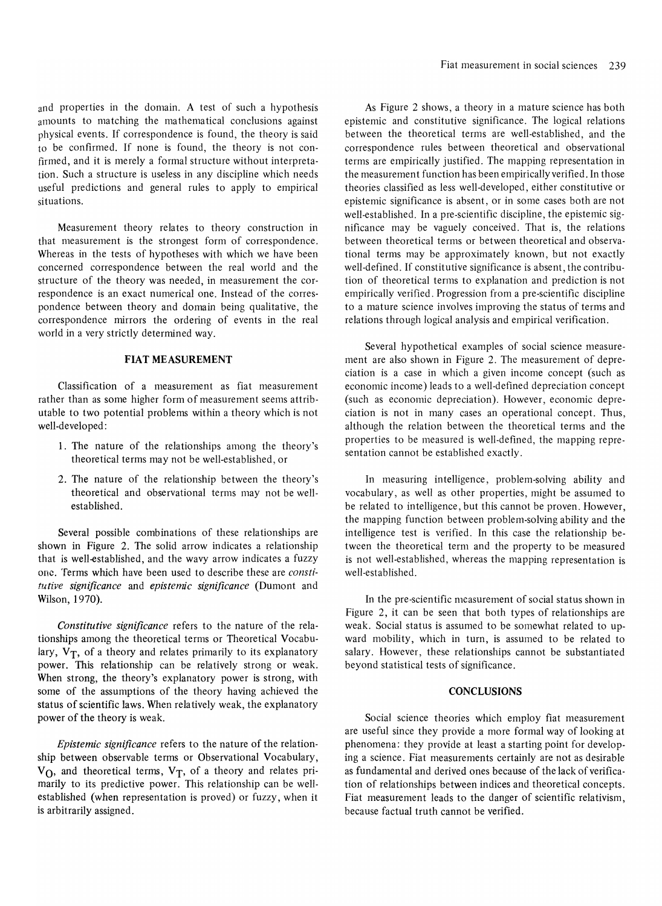and properties in the domain. A test of such a hypothesis amounts to matching the mathematical conclusions against physical events. If correspondence is found, the theory is said to be confirmed. If none is found, the theory is not confirmed, and it is merely a formal structure without interpretation. Such a structure is useless in any discipline which needs useful predictions and general rules to apply to empirical situations.

Measurement theory relates to theory construction in that measurement is the strongest form of correspondence. Whereas in the tests of hypotheses with which we have been concerned correspondence between the real world and the structure of the theory was needed, in measurement the correspondence is an exact numerical one. Instead of the correspondence between theory and domain being qualitative, the correspondence mirrors the ordering of events in the real world in a very strictly determined way.

## FIAT MEASUREMENT

Classification of a measurement as fiat measurement rather than as some higher form of measurement seems attributable to two potential problems within a theory which is not well-developed:

1. The nature of the relationships among the theory's theoretical terms may not be well-established, or
2. The nature of the relationship between the theory's theoretical and observational terms may not be well-established.

Several possible combinations of these relationships are shown in Figure 2. The solid arrow indicates a relationship that is well-established, and the wavy arrow indicates a fuzzy one. Terms which have been used to describe these are *constitutive significance* and *epistemic significance* (Dumont and Wilson, 1970).

*Constitutive significance* refers to the nature of the relationships among the theoretical terms or Theoretical Vocabulary, $V_T$, of a theory and relates primarily to its explanatory power. This relationship can be relatively strong or weak. When strong, the theory's explanatory power is strong, with some of the assumptions of the theory having achieved the status of scientific laws. When relatively weak, the explanatory power of the theory is weak.

*Epistemic significance* refers to the nature of the relationship between observable terms or Observational Vocabulary, $V_O$, and theoretical terms, $V_T$, of a theory and relates primarily to its predictive power. This relationship can be well-established (when representation is proved) or fuzzy, when it is arbitrarily assigned.

As Figure 2 shows, a theory in a mature science has both epistemic and constitutive significance. The logical relations between the theoretical terms are well-established, and the correspondence rules between theoretical and observational terms are empirically justified. The mapping representation in the measurement function has been empirically verified. In those theories classified as less well-developed, either constitutive or epistemic significance is absent, or in some cases both are not well-established. In a pre-scientific discipline, the epistemic significance may be vaguely conceived. That is, the relations between theoretical terms or between theoretical and observational terms may be approximately known, but not exactly well-defined. If constitutive significance is absent, the contribution of theoretical terms to explanation and prediction is not empirically verified. Progression from a pre-scientific discipline to a mature science involves improving the status of terms and relations through logical analysis and empirical verification.

Several hypothetical examples of social science measurement are also shown in Figure 2. The measurement of depreciation is a case in which a given income concept (such as economic income) leads to a well-defined depreciation concept (such as economic depreciation). However, economic depreciation is not in many cases an operational concept. Thus, although the relation between the theoretical terms and the properties to be measured is well-defined, the mapping representation cannot be established exactly.

In measuring intelligence, problem-solving ability and vocabulary, as well as other properties, might be assumed to be related to intelligence, but this cannot be proven. However, the mapping function between problem-solving ability and the intelligence test is verified. In this case the relationship between the theoretical term and the property to be measured is not well-established, whereas the mapping representation is well-established.

In the pre-scientific measurement of social status shown in Figure 2, it can be seen that both types of relationships are weak. Social status is assumed to be somewhat related to upward mobility, which in turn, is assumed to be related to salary. However, these relationships cannot be substantiated beyond statistical tests of significance.

## CONCLUSIONS

Social science theories which employ fiat measurement are useful since they provide a more formal way of looking at phenomena: they provide at least a starting point for developing a science. Fiat measurements certainly are not as desirable as fundamental and derived ones because of the lack of verification of relationships between indices and theoretical concepts. Fiat measurement leads to the danger of scientific relativism, because factual truth cannot be verified.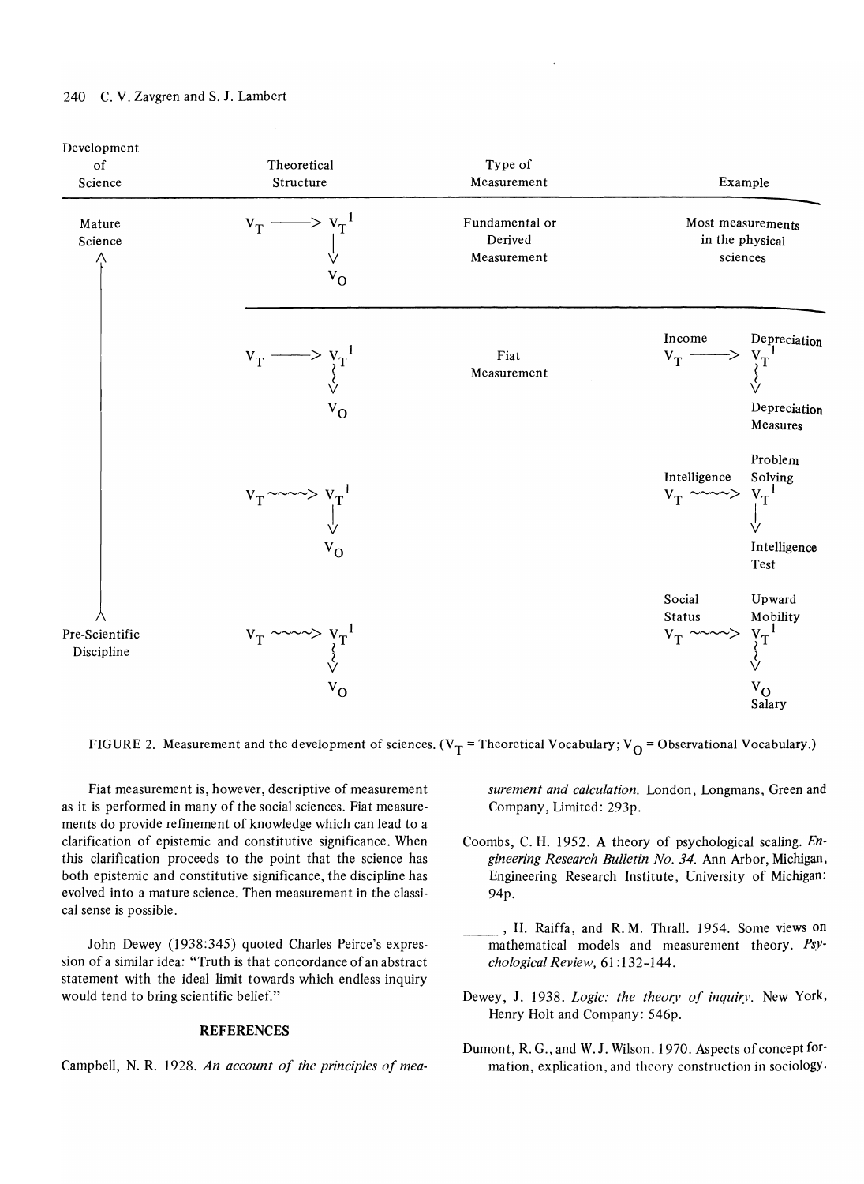| Development of Science | Theoretical Structure | Type of Measurement | Example |
|---|---|---|---|
| Mature Science | $V_T \longrightarrow V_T^{1}$, $V_T^{1} \downarrow V_O$ | Fundamental or Derived Measurement | Most measurements in the physical sciences |
| | $V_T \longrightarrow V_T^{1}$, $V_T^{1} \rightsquigarrow V_O$ | Fiat Measurement | Income $V_T \longrightarrow$ Depreciation $V_T^{1}$ $\rightsquigarrow$ Depreciation Measures |
| | $V_T \rightsquigarrow V_T^{1}$, $V_T^{1} \downarrow V_O$ | | Intelligence $V_T \rightsquigarrow$ Problem Solving $V_T^{1}$ $\downarrow$ Intelligence Test |
| Pre-Scientific Discipline | $V_T \rightsquigarrow V_T^{1}$, $V_T^{1} \rightsquigarrow V_O$ | | Social Status $V_T \rightsquigarrow$ Upward Mobility $V_T^{1}$ $\rightsquigarrow$ $V_O$ Salary |

FIGURE 2. Measurement and the development of sciences. ($V_T$ = Theoretical Vocabulary; $V_O$ = Observational Vocabulary.)

Fiat measurement is, however, descriptive of measurement as it is performed in many of the social sciences. Fiat measurements do provide refinement of knowledge which can lead to a clarification of epistemic and constitutive significance. When this clarification proceeds to the point that the science has both epistemic and constitutive significance, the discipline has evolved into a mature science. Then measurement in the classical sense is possible.

John Dewey (1938:345) quoted Charles Peirce's expression of a similar idea: "Truth is that concordance of an abstract statement with the ideal limit towards which endless inquiry would tend to bring scientific belief."

## REFERENCES

Campbell, N. R. 1928. *An account of the principles of measurement and calculation.* London, Longmans, Green and Company, Limited: 293p.

Coombs, C. H. 1952. A theory of psychological scaling. *Engineering Research Bulletin No. 34.* Ann Arbor, Michigan, Engineering Research Institute, University of Michigan: 94p.

\_\_\_\_\_, H. Raiffa, and R. M. Thrall. 1954. Some views on mathematical models and measurement theory. *Psychological Review,* 61:132-144.

Dewey, J. 1938. *Logic: the theory of inquiry.* New York, Henry Holt and Company: 546p.

Dumont, R. G., and W. J. Wilson. 1970. Aspects of concept formation, explication, and theory construction in sociology.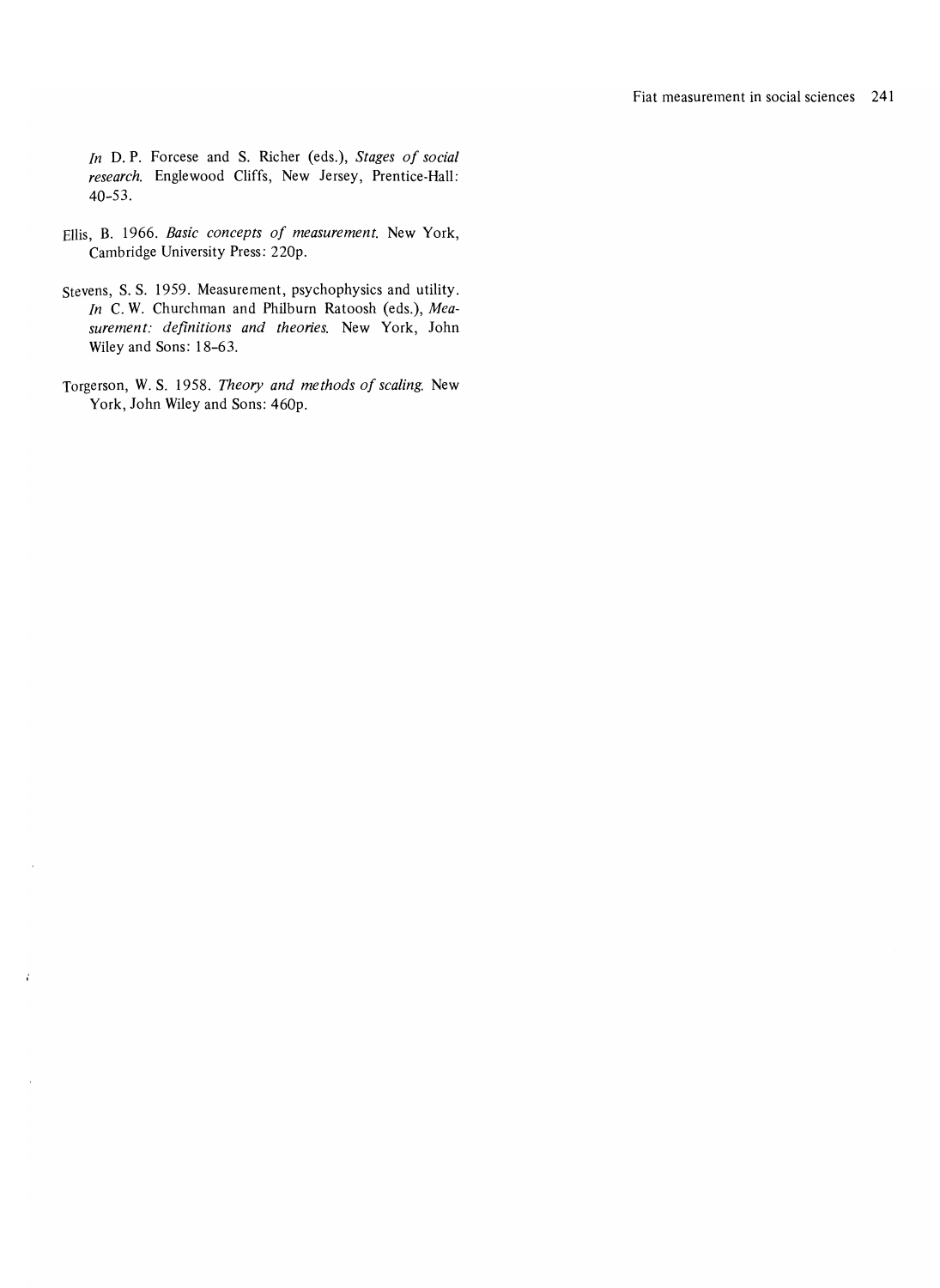*In* D. P. Forcese and S. Richer (eds.), *Stages of social research.* Englewood Cliffs, New Jersey, Prentice-Hall: 40–53.

Ellis, B. 1966. *Basic concepts of measurement.* New York, Cambridge University Press: 220p.

Stevens, S. S. 1959. Measurement, psychophysics and utility. *In* C. W. Churchman and Philburn Ratoosh (eds.), *Measurement: definitions and theories.* New York, John Wiley and Sons: 18–63.

Torgerson, W. S. 1958. *Theory and methods of scaling.* New York, John Wiley and Sons: 460p.